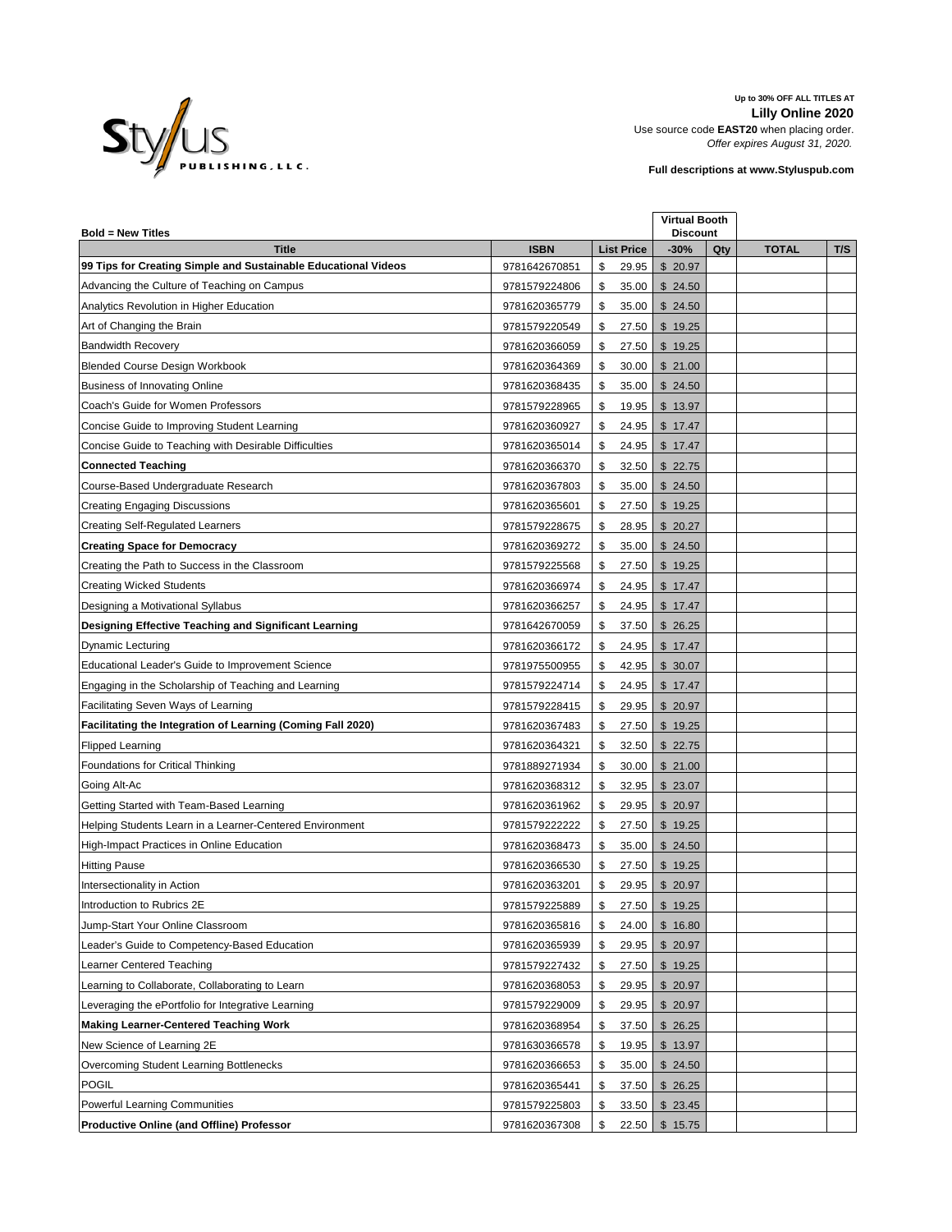Stylus PUBLISHING, LLC.

**Up to 30% OFF ALL TITLES AT**
**Lilly Online 2020**
Use source code **EAST20** when placing order.
*Offer expires August 31, 2020.*

**Full descriptions at www.Styluspub.com**

**Bold = New Titles**

| Title | ISBN | List Price | Virtual Booth Discount -30% | Qty | TOTAL | T/S |
|---|---|---|---|---|---|---|
| **99 Tips for Creating Simple and Sustainable Educational Videos** | 9781642670851 | $ 29.95 | $ 20.97 | | | |
| Advancing the Culture of Teaching on Campus | 9781579224806 | $ 35.00 | $ 24.50 | | | |
| Analytics Revolution in Higher Education | 9781620365779 | $ 35.00 | $ 24.50 | | | |
| Art of Changing the Brain | 9781579220549 | $ 27.50 | $ 19.25 | | | |
| Bandwidth Recovery | 9781620366059 | $ 27.50 | $ 19.25 | | | |
| Blended Course Design Workbook | 9781620364369 | $ 30.00 | $ 21.00 | | | |
| Business of Innovating Online | 9781620368435 | $ 35.00 | $ 24.50 | | | |
| Coach's Guide for Women Professors | 9781579228965 | $ 19.95 | $ 13.97 | | | |
| Concise Guide to Improving Student Learning | 9781620360927 | $ 24.95 | $ 17.47 | | | |
| Concise Guide to Teaching with Desirable Difficulties | 9781620365014 | $ 24.95 | $ 17.47 | | | |
| **Connected Teaching** | 9781620366370 | $ 32.50 | $ 22.75 | | | |
| Course-Based Undergraduate Research | 9781620367803 | $ 35.00 | $ 24.50 | | | |
| Creating Engaging Discussions | 9781620365601 | $ 27.50 | $ 19.25 | | | |
| Creating Self-Regulated Learners | 9781579228675 | $ 28.95 | $ 20.27 | | | |
| **Creating Space for Democracy** | 9781620369272 | $ 35.00 | $ 24.50 | | | |
| Creating the Path to Success in the Classroom | 9781579225568 | $ 27.50 | $ 19.25 | | | |
| Creating Wicked Students | 9781620366974 | $ 24.95 | $ 17.47 | | | |
| Designing a Motivational Syllabus | 9781620366257 | $ 24.95 | $ 17.47 | | | |
| **Designing Effective Teaching and Significant Learning** | 9781642670059 | $ 37.50 | $ 26.25 | | | |
| Dynamic Lecturing | 9781620366172 | $ 24.95 | $ 17.47 | | | |
| Educational Leader's Guide to Improvement Science | 9781975500955 | $ 42.95 | $ 30.07 | | | |
| Engaging in the Scholarship of Teaching and Learning | 9781579224714 | $ 24.95 | $ 17.47 | | | |
| Facilitating Seven Ways of Learning | 9781579228415 | $ 29.95 | $ 20.97 | | | |
| **Facilitating the Integration of Learning (Coming Fall 2020)** | 9781620367483 | $ 27.50 | $ 19.25 | | | |
| Flipped Learning | 9781620364321 | $ 32.50 | $ 22.75 | | | |
| Foundations for Critical Thinking | 9781889271934 | $ 30.00 | $ 21.00 | | | |
| Going Alt-Ac | 9781620368312 | $ 32.95 | $ 23.07 | | | |
| Getting Started with Team-Based Learning | 9781620361962 | $ 29.95 | $ 20.97 | | | |
| Helping Students Learn in a Learner-Centered Environment | 9781579222222 | $ 27.50 | $ 19.25 | | | |
| High-Impact Practices in Online Education | 9781620368473 | $ 35.00 | $ 24.50 | | | |
| Hitting Pause | 9781620366530 | $ 27.50 | $ 19.25 | | | |
| Intersectionality in Action | 9781620363201 | $ 29.95 | $ 20.97 | | | |
| Introduction to Rubrics 2E | 9781579225889 | $ 27.50 | $ 19.25 | | | |
| Jump-Start Your Online Classroom | 9781620365816 | $ 24.00 | $ 16.80 | | | |
| Leader's Guide to Competency-Based Education | 9781620365939 | $ 29.95 | $ 20.97 | | | |
| Learner Centered Teaching | 9781579227432 | $ 27.50 | $ 19.25 | | | |
| Learning to Collaborate, Collaborating to Learn | 9781620368053 | $ 29.95 | $ 20.97 | | | |
| Leveraging the ePortfolio for Integrative Learning | 9781579229009 | $ 29.95 | $ 20.97 | | | |
| **Making Learner-Centered Teaching Work** | 9781620368954 | $ 37.50 | $ 26.25 | | | |
| New Science of Learning 2E | 9781630366578 | $ 19.95 | $ 13.97 | | | |
| Overcoming Student Learning Bottlenecks | 9781620366653 | $ 35.00 | $ 24.50 | | | |
| POGIL | 9781620365441 | $ 37.50 | $ 26.25 | | | |
| Powerful Learning Communities | 9781579225803 | $ 33.50 | $ 23.45 | | | |
| **Productive Online (and Offline) Professor** | 9781620367308 | $ 22.50 | $ 15.75 | | | |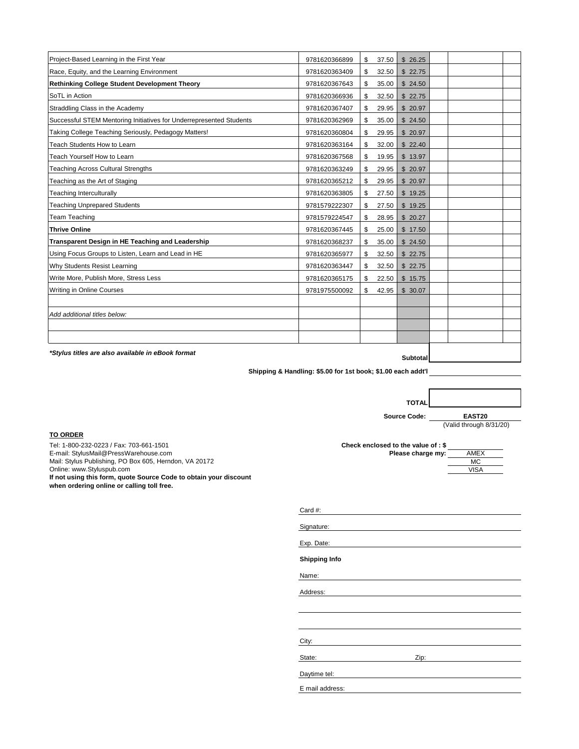| | | | | | | |
|---|---|---|---|---|---|---|
| Project-Based Learning in the First Year | 9781620366899 | $ 37.50 | $ 26.25 | | | |
| Race, Equity, and the Learning Environment | 9781620363409 | $ 32.50 | $ 22.75 | | | |
| **Rethinking College Student Development Theory** | 9781620367643 | $ 35.00 | $ 24.50 | | | |
| SoTL in Action | 9781620366936 | $ 32.50 | $ 22.75 | | | |
| Straddling Class in the Academy | 9781620367407 | $ 29.95 | $ 20.97 | | | |
| Successful STEM Mentoring Initiatives for Underrepresented Students | 9781620362969 | $ 35.00 | $ 24.50 | | | |
| Taking College Teaching Seriously, Pedagogy Matters! | 9781620360804 | $ 29.95 | $ 20.97 | | | |
| Teach Students How to Learn | 9781620363164 | $ 32.00 | $ 22.40 | | | |
| Teach Yourself How to Learn | 9781620367568 | $ 19.95 | $ 13.97 | | | |
| Teaching Across Cultural Strengths | 9781620363249 | $ 29.95 | $ 20.97 | | | |
| Teaching as the Art of Staging | 9781620365212 | $ 29.95 | $ 20.97 | | | |
| Teaching Interculturally | 9781620363805 | $ 27.50 | $ 19.25 | | | |
| Teaching Unprepared Students | 9781579222307 | $ 27.50 | $ 19.25 | | | |
| Team Teaching | 9781579224547 | $ 28.95 | $ 20.27 | | | |
| **Thrive Online** | 9781620367445 | $ 25.00 | $ 17.50 | | | |
| **Transparent Design in HE Teaching and Leadership** | 9781620368237 | $ 35.00 | $ 24.50 | | | |
| Using Focus Groups to Listen, Learn and Lead in HE | 9781620365977 | $ 32.50 | $ 22.75 | | | |
| Why Students Resist Learning | 9781620363447 | $ 32.50 | $ 22.75 | | | |
| Write More, Publish More, Stress Less | 9781620365175 | $ 22.50 | $ 15.75 | | | |
| Writing in Online Courses | 9781975500092 | $ 42.95 | $ 30.07 | | | |
| | | | | | | |
| *Add additional titles below:* | | | | | | |
| | | | | | | |
| | | | | | | |

***Stylus titles are also available in eBook format**

**Subtotal** ____________

**Shipping & Handling: $5.00 for 1st book; $1.00 each addt'l** ____________

**TOTAL** ____________

**Source Code:** **EAST20**
(Valid through 8/31/20)

**TO ORDER**

Tel: 1-800-232-0223 / Fax: 703-661-1501
E-mail: StylusMail@PressWarehouse.com
Mail: Stylus Publishing, PO Box 605, Herndon, VA 20172
Online: www.Styluspub.com
**If not using this form, quote Source Code to obtain your discount when ordering online or calling toll free.**

**Check enclosed to the value of : $** ____________

**Please charge my:** AMEX / MC / VISA

Card #: ____________

Signature: ____________

Exp. Date: ____________

**Shipping Info**

Name: ____________

Address: ____________

City: ____________

State: ____________ Zip: ____________

Daytime tel: ____________

E mail address: ____________